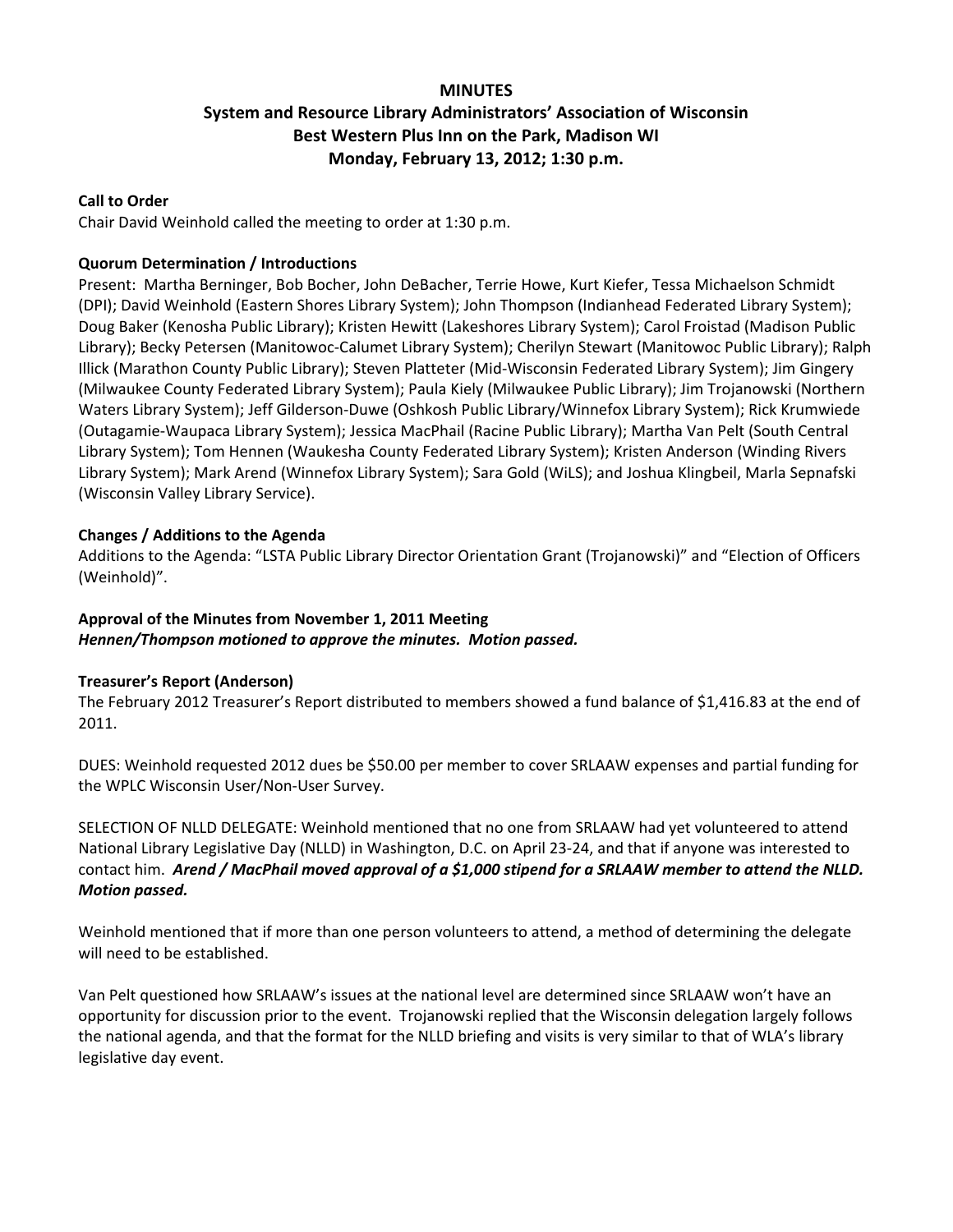# MINUTES

## System and Resource Library Administrators' Association of Wisconsin
## Best Western Plus Inn on the Park, Madison WI
## Monday, February 13, 2012; 1:30 p.m.

**Call to Order**

Chair David Weinhold called the meeting to order at 1:30 p.m.

**Quorum Determination / Introductions**

Present: Martha Berninger, Bob Bocher, John DeBacher, Terrie Howe, Kurt Kiefer, Tessa Michaelson Schmidt (DPI); David Weinhold (Eastern Shores Library System); John Thompson (Indianhead Federated Library System); Doug Baker (Kenosha Public Library); Kristen Hewitt (Lakeshores Library System); Carol Froistad (Madison Public Library); Becky Petersen (Manitowoc-Calumet Library System); Cherilyn Stewart (Manitowoc Public Library); Ralph Illick (Marathon County Public Library); Steven Platteter (Mid-Wisconsin Federated Library System); Jim Gingery (Milwaukee County Federated Library System); Paula Kiely (Milwaukee Public Library); Jim Trojanowski (Northern Waters Library System); Jeff Gilderson-Duwe (Oshkosh Public Library/Winnefox Library System); Rick Krumwiede (Outagamie-Waupaca Library System); Jessica MacPhail (Racine Public Library); Martha Van Pelt (South Central Library System); Tom Hennen (Waukesha County Federated Library System); Kristen Anderson (Winding Rivers Library System); Mark Arend (Winnefox Library System); Sara Gold (WiLS); and Joshua Klingbeil, Marla Sepnafski (Wisconsin Valley Library Service).

**Changes / Additions to the Agenda**

Additions to the Agenda: "LSTA Public Library Director Orientation Grant (Trojanowski)" and "Election of Officers (Weinhold)".

**Approval of the Minutes from November 1, 2011 Meeting**
***Hennen/Thompson motioned to approve the minutes. Motion passed.***

**Treasurer's Report (Anderson)**

The February 2012 Treasurer's Report distributed to members showed a fund balance of $1,416.83 at the end of 2011.

DUES: Weinhold requested 2012 dues be $50.00 per member to cover SRLAAW expenses and partial funding for the WPLC Wisconsin User/Non-User Survey.

SELECTION OF NLLD DELEGATE: Weinhold mentioned that no one from SRLAAW had yet volunteered to attend National Library Legislative Day (NLLD) in Washington, D.C. on April 23-24, and that if anyone was interested to contact him. ***Arend / MacPhail moved approval of a $1,000 stipend for a SRLAAW member to attend the NLLD. Motion passed.***

Weinhold mentioned that if more than one person volunteers to attend, a method of determining the delegate will need to be established.

Van Pelt questioned how SRLAAW's issues at the national level are determined since SRLAAW won't have an opportunity for discussion prior to the event. Trojanowski replied that the Wisconsin delegation largely follows the national agenda, and that the format for the NLLD briefing and visits is very similar to that of WLA's library legislative day event.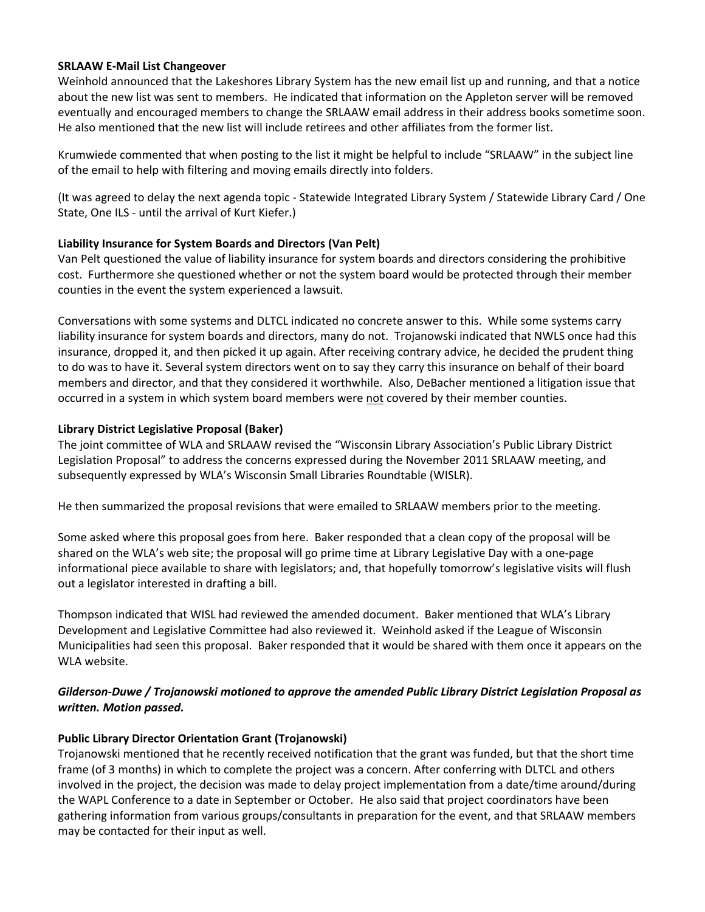**SRLAAW E-Mail List Changeover**

Weinhold announced that the Lakeshores Library System has the new email list up and running, and that a notice about the new list was sent to members. He indicated that information on the Appleton server will be removed eventually and encouraged members to change the SRLAAW email address in their address books sometime soon. He also mentioned that the new list will include retirees and other affiliates from the former list.

Krumwiede commented that when posting to the list it might be helpful to include "SRLAAW" in the subject line of the email to help with filtering and moving emails directly into folders.

(It was agreed to delay the next agenda topic - Statewide Integrated Library System / Statewide Library Card / One State, One ILS - until the arrival of Kurt Kiefer.)

**Liability Insurance for System Boards and Directors (Van Pelt)**

Van Pelt questioned the value of liability insurance for system boards and directors considering the prohibitive cost. Furthermore she questioned whether or not the system board would be protected through their member counties in the event the system experienced a lawsuit.

Conversations with some systems and DLTCL indicated no concrete answer to this. While some systems carry liability insurance for system boards and directors, many do not. Trojanowski indicated that NWLS once had this insurance, dropped it, and then picked it up again. After receiving contrary advice, he decided the prudent thing to do was to have it. Several system directors went on to say they carry this insurance on behalf of their board members and director, and that they considered it worthwhile. Also, DeBacher mentioned a litigation issue that occurred in a system in which system board members were <u>not</u> covered by their member counties.

**Library District Legislative Proposal (Baker)**

The joint committee of WLA and SRLAAW revised the "Wisconsin Library Association's Public Library District Legislation Proposal" to address the concerns expressed during the November 2011 SRLAAW meeting, and subsequently expressed by WLA's Wisconsin Small Libraries Roundtable (WISLR).

He then summarized the proposal revisions that were emailed to SRLAAW members prior to the meeting.

Some asked where this proposal goes from here. Baker responded that a clean copy of the proposal will be shared on the WLA's web site; the proposal will go prime time at Library Legislative Day with a one-page informational piece available to share with legislators; and, that hopefully tomorrow's legislative visits will flush out a legislator interested in drafting a bill.

Thompson indicated that WISL had reviewed the amended document. Baker mentioned that WLA's Library Development and Legislative Committee had also reviewed it. Weinhold asked if the League of Wisconsin Municipalities had seen this proposal. Baker responded that it would be shared with them once it appears on the WLA website.

***Gilderson-Duwe / Trojanowski motioned to approve the amended Public Library District Legislation Proposal as written. Motion passed.***

**Public Library Director Orientation Grant (Trojanowski)**

Trojanowski mentioned that he recently received notification that the grant was funded, but that the short time frame (of 3 months) in which to complete the project was a concern. After conferring with DLTCL and others involved in the project, the decision was made to delay project implementation from a date/time around/during the WAPL Conference to a date in September or October. He also said that project coordinators have been gathering information from various groups/consultants in preparation for the event, and that SRLAAW members may be contacted for their input as well.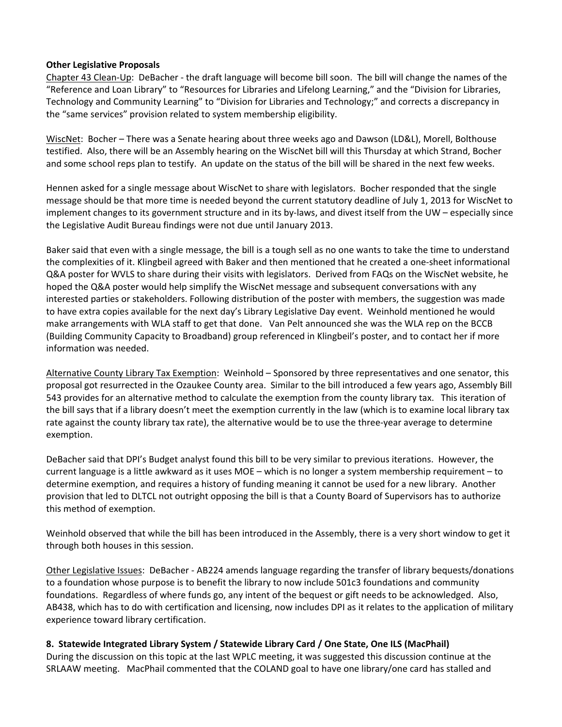**Other Legislative Proposals**

Chapter 43 Clean-Up: DeBacher - the draft language will become bill soon. The bill will change the names of the "Reference and Loan Library" to "Resources for Libraries and Lifelong Learning," and the "Division for Libraries, Technology and Community Learning" to "Division for Libraries and Technology;" and corrects a discrepancy in the "same services" provision related to system membership eligibility.

WiscNet: Bocher – There was a Senate hearing about three weeks ago and Dawson (LD&L), Morell, Bolthouse testified. Also, there will be an Assembly hearing on the WiscNet bill will this Thursday at which Strand, Bocher and some school reps plan to testify. An update on the status of the bill will be shared in the next few weeks.

Hennen asked for a single message about WiscNet to share with legislators. Bocher responded that the single message should be that more time is needed beyond the current statutory deadline of July 1, 2013 for WiscNet to implement changes to its government structure and in its by-laws, and divest itself from the UW – especially since the Legislative Audit Bureau findings were not due until January 2013.

Baker said that even with a single message, the bill is a tough sell as no one wants to take the time to understand the complexities of it. Klingbeil agreed with Baker and then mentioned that he created a one-sheet informational Q&A poster for WVLS to share during their visits with legislators. Derived from FAQs on the WiscNet website, he hoped the Q&A poster would help simplify the WiscNet message and subsequent conversations with any interested parties or stakeholders. Following distribution of the poster with members, the suggestion was made to have extra copies available for the next day's Library Legislative Day event. Weinhold mentioned he would make arrangements with WLA staff to get that done. Van Pelt announced she was the WLA rep on the BCCB (Building Community Capacity to Broadband) group referenced in Klingbeil's poster, and to contact her if more information was needed.

Alternative County Library Tax Exemption: Weinhold – Sponsored by three representatives and one senator, this proposal got resurrected in the Ozaukee County area. Similar to the bill introduced a few years ago, Assembly Bill 543 provides for an alternative method to calculate the exemption from the county library tax. This iteration of the bill says that if a library doesn't meet the exemption currently in the law (which is to examine local library tax rate against the county library tax rate), the alternative would be to use the three-year average to determine exemption.

DeBacher said that DPI's Budget analyst found this bill to be very similar to previous iterations. However, the current language is a little awkward as it uses MOE – which is no longer a system membership requirement – to determine exemption, and requires a history of funding meaning it cannot be used for a new library. Another provision that led to DLTCL not outright opposing the bill is that a County Board of Supervisors has to authorize this method of exemption.

Weinhold observed that while the bill has been introduced in the Assembly, there is a very short window to get it through both houses in this session.

Other Legislative Issues: DeBacher - AB224 amends language regarding the transfer of library bequests/donations to a foundation whose purpose is to benefit the library to now include 501c3 foundations and community foundations. Regardless of where funds go, any intent of the bequest or gift needs to be acknowledged. Also, AB438, which has to do with certification and licensing, now includes DPI as it relates to the application of military experience toward library certification.

**8. Statewide Integrated Library System / Statewide Library Card / One State, One ILS (MacPhail)**

During the discussion on this topic at the last WPLC meeting, it was suggested this discussion continue at the SRLAAW meeting. MacPhail commented that the COLAND goal to have one library/one card has stalled and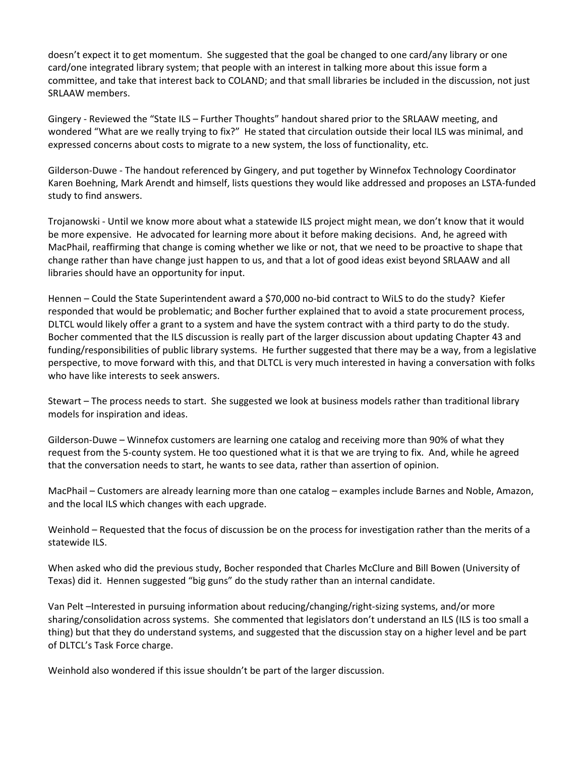doesn't expect it to get momentum. She suggested that the goal be changed to one card/any library or one card/one integrated library system; that people with an interest in talking more about this issue form a committee, and take that interest back to COLAND; and that small libraries be included in the discussion, not just SRLAAW members.

Gingery - Reviewed the "State ILS – Further Thoughts" handout shared prior to the SRLAAW meeting, and wondered "What are we really trying to fix?" He stated that circulation outside their local ILS was minimal, and expressed concerns about costs to migrate to a new system, the loss of functionality, etc.

Gilderson-Duwe - The handout referenced by Gingery, and put together by Winnefox Technology Coordinator Karen Boehning, Mark Arendt and himself, lists questions they would like addressed and proposes an LSTA-funded study to find answers.

Trojanowski - Until we know more about what a statewide ILS project might mean, we don't know that it would be more expensive. He advocated for learning more about it before making decisions. And, he agreed with MacPhail, reaffirming that change is coming whether we like or not, that we need to be proactive to shape that change rather than have change just happen to us, and that a lot of good ideas exist beyond SRLAAW and all libraries should have an opportunity for input.

Hennen – Could the State Superintendent award a $70,000 no-bid contract to WiLS to do the study? Kiefer responded that would be problematic; and Bocher further explained that to avoid a state procurement process, DLTCL would likely offer a grant to a system and have the system contract with a third party to do the study. Bocher commented that the ILS discussion is really part of the larger discussion about updating Chapter 43 and funding/responsibilities of public library systems. He further suggested that there may be a way, from a legislative perspective, to move forward with this, and that DLTCL is very much interested in having a conversation with folks who have like interests to seek answers.

Stewart – The process needs to start. She suggested we look at business models rather than traditional library models for inspiration and ideas.

Gilderson-Duwe – Winnefox customers are learning one catalog and receiving more than 90% of what they request from the 5-county system. He too questioned what it is that we are trying to fix. And, while he agreed that the conversation needs to start, he wants to see data, rather than assertion of opinion.

MacPhail – Customers are already learning more than one catalog – examples include Barnes and Noble, Amazon, and the local ILS which changes with each upgrade.

Weinhold – Requested that the focus of discussion be on the process for investigation rather than the merits of a statewide ILS.

When asked who did the previous study, Bocher responded that Charles McClure and Bill Bowen (University of Texas) did it. Hennen suggested "big guns" do the study rather than an internal candidate.

Van Pelt –Interested in pursuing information about reducing/changing/right-sizing systems, and/or more sharing/consolidation across systems. She commented that legislators don't understand an ILS (ILS is too small a thing) but that they do understand systems, and suggested that the discussion stay on a higher level and be part of DLTCL's Task Force charge.

Weinhold also wondered if this issue shouldn't be part of the larger discussion.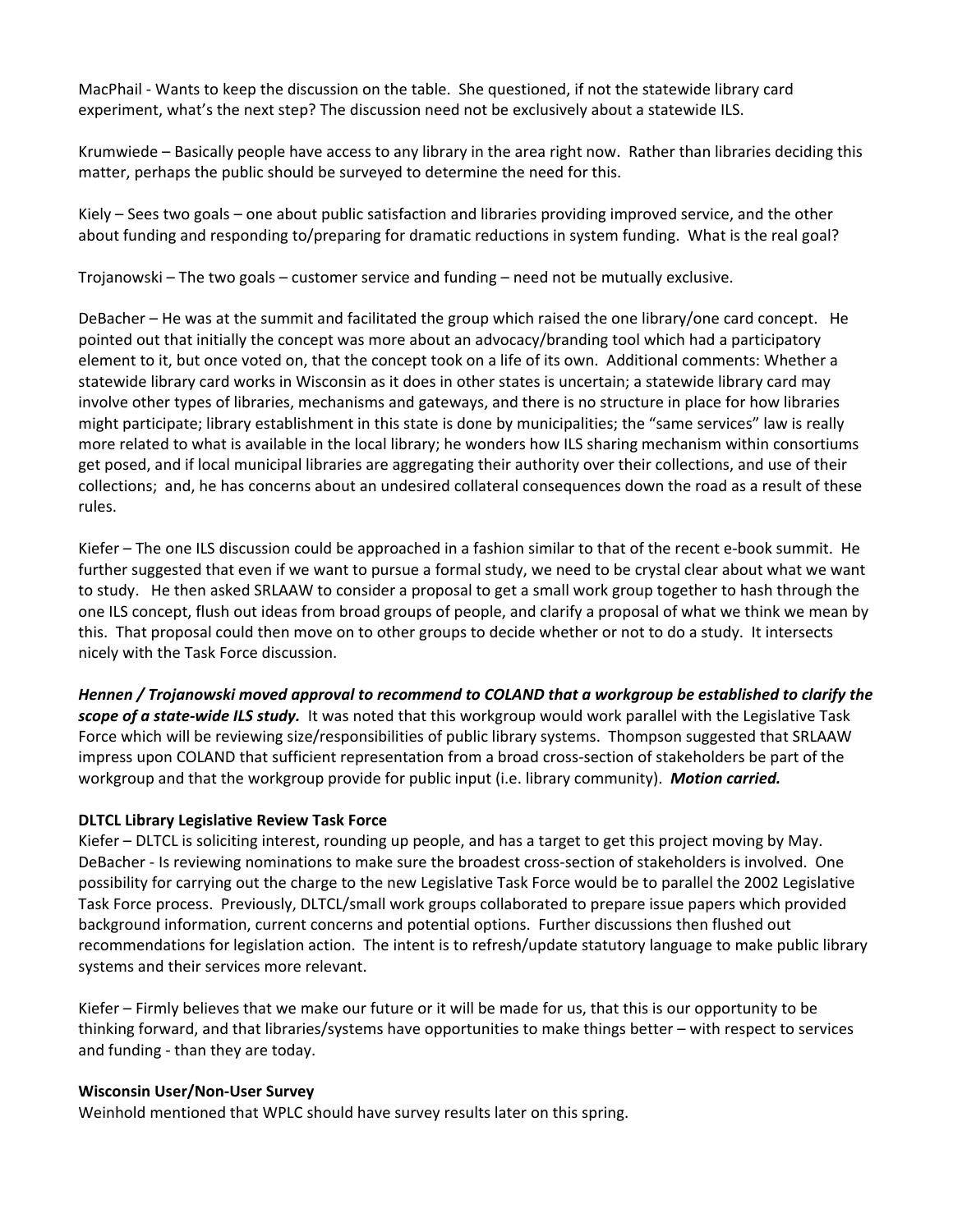MacPhail - Wants to keep the discussion on the table. She questioned, if not the statewide library card experiment, what's the next step? The discussion need not be exclusively about a statewide ILS.

Krumwiede – Basically people have access to any library in the area right now. Rather than libraries deciding this matter, perhaps the public should be surveyed to determine the need for this.

Kiely – Sees two goals – one about public satisfaction and libraries providing improved service, and the other about funding and responding to/preparing for dramatic reductions in system funding. What is the real goal?

Trojanowski – The two goals – customer service and funding – need not be mutually exclusive.

DeBacher – He was at the summit and facilitated the group which raised the one library/one card concept. He pointed out that initially the concept was more about an advocacy/branding tool which had a participatory element to it, but once voted on, that the concept took on a life of its own. Additional comments: Whether a statewide library card works in Wisconsin as it does in other states is uncertain; a statewide library card may involve other types of libraries, mechanisms and gateways, and there is no structure in place for how libraries might participate; library establishment in this state is done by municipalities; the "same services" law is really more related to what is available in the local library; he wonders how ILS sharing mechanism within consortiums get posed, and if local municipal libraries are aggregating their authority over their collections, and use of their collections; and, he has concerns about an undesired collateral consequences down the road as a result of these rules.

Kiefer – The one ILS discussion could be approached in a fashion similar to that of the recent e-book summit. He further suggested that even if we want to pursue a formal study, we need to be crystal clear about what we want to study. He then asked SRLAAW to consider a proposal to get a small work group together to hash through the one ILS concept, flush out ideas from broad groups of people, and clarify a proposal of what we think we mean by this. That proposal could then move on to other groups to decide whether or not to do a study. It intersects nicely with the Task Force discussion.

***Hennen / Trojanowski moved approval to recommend to COLAND that a workgroup be established to clarify the scope of a state-wide ILS study.*** It was noted that this workgroup would work parallel with the Legislative Task Force which will be reviewing size/responsibilities of public library systems. Thompson suggested that SRLAAW impress upon COLAND that sufficient representation from a broad cross-section of stakeholders be part of the workgroup and that the workgroup provide for public input (i.e. library community). ***Motion carried.***

**DLTCL Library Legislative Review Task Force**

Kiefer – DLTCL is soliciting interest, rounding up people, and has a target to get this project moving by May.
DeBacher - Is reviewing nominations to make sure the broadest cross-section of stakeholders is involved. One possibility for carrying out the charge to the new Legislative Task Force would be to parallel the 2002 Legislative Task Force process. Previously, DLTCL/small work groups collaborated to prepare issue papers which provided background information, current concerns and potential options. Further discussions then flushed out recommendations for legislation action. The intent is to refresh/update statutory language to make public library systems and their services more relevant.

Kiefer – Firmly believes that we make our future or it will be made for us, that this is our opportunity to be thinking forward, and that libraries/systems have opportunities to make things better – with respect to services and funding - than they are today.

**Wisconsin User/Non-User Survey**

Weinhold mentioned that WPLC should have survey results later on this spring.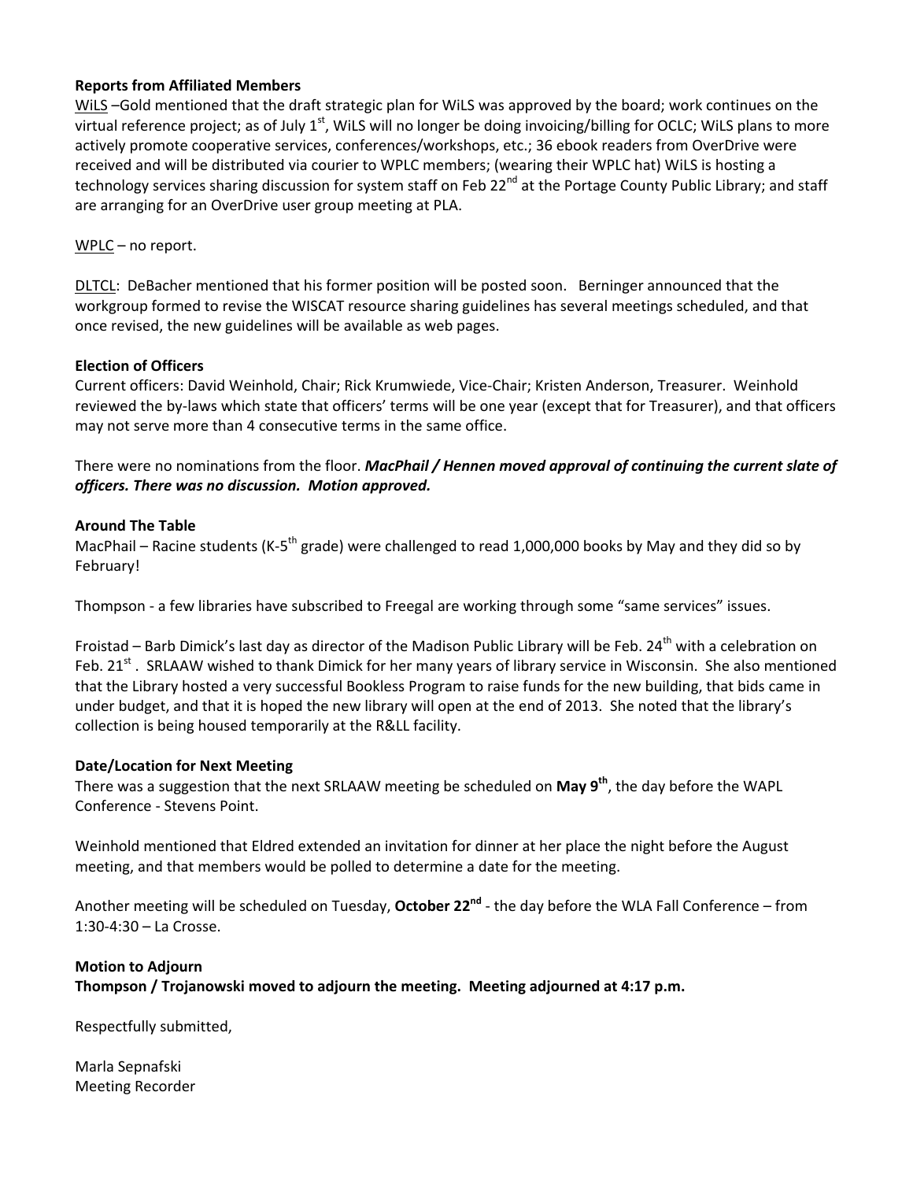**Reports from Affiliated Members**

WiLS –Gold mentioned that the draft strategic plan for WiLS was approved by the board; work continues on the virtual reference project; as of July 1st, WiLS will no longer be doing invoicing/billing for OCLC; WiLS plans to more actively promote cooperative services, conferences/workshops, etc.; 36 ebook readers from OverDrive were received and will be distributed via courier to WPLC members; (wearing their WPLC hat) WiLS is hosting a technology services sharing discussion for system staff on Feb 22nd at the Portage County Public Library; and staff are arranging for an OverDrive user group meeting at PLA.

WPLC – no report.

DLTCL: DeBacher mentioned that his former position will be posted soon. Berninger announced that the workgroup formed to revise the WISCAT resource sharing guidelines has several meetings scheduled, and that once revised, the new guidelines will be available as web pages.

**Election of Officers**

Current officers: David Weinhold, Chair; Rick Krumwiede, Vice-Chair; Kristen Anderson, Treasurer. Weinhold reviewed the by-laws which state that officers' terms will be one year (except that for Treasurer), and that officers may not serve more than 4 consecutive terms in the same office.

There were no nominations from the floor. ***MacPhail / Hennen moved approval of continuing the current slate of officers. There was no discussion. Motion approved.***

**Around The Table**

MacPhail – Racine students (K-5th grade) were challenged to read 1,000,000 books by May and they did so by February!

Thompson - a few libraries have subscribed to Freegal are working through some "same services" issues.

Froistad – Barb Dimick's last day as director of the Madison Public Library will be Feb. 24th with a celebration on Feb. 21st. SRLAAW wished to thank Dimick for her many years of library service in Wisconsin. She also mentioned that the Library hosted a very successful Bookless Program to raise funds for the new building, that bids came in under budget, and that it is hoped the new library will open at the end of 2013. She noted that the library's collection is being housed temporarily at the R&LL facility.

**Date/Location for Next Meeting**

There was a suggestion that the next SRLAAW meeting be scheduled on **May 9th**, the day before the WAPL Conference - Stevens Point.

Weinhold mentioned that Eldred extended an invitation for dinner at her place the night before the August meeting, and that members would be polled to determine a date for the meeting.

Another meeting will be scheduled on Tuesday, **October 22nd** - the day before the WLA Fall Conference – from 1:30-4:30 – La Crosse.

**Motion to Adjourn**

**Thompson / Trojanowski moved to adjourn the meeting. Meeting adjourned at 4:17 p.m.**

Respectfully submitted,

Marla Sepnafski
Meeting Recorder